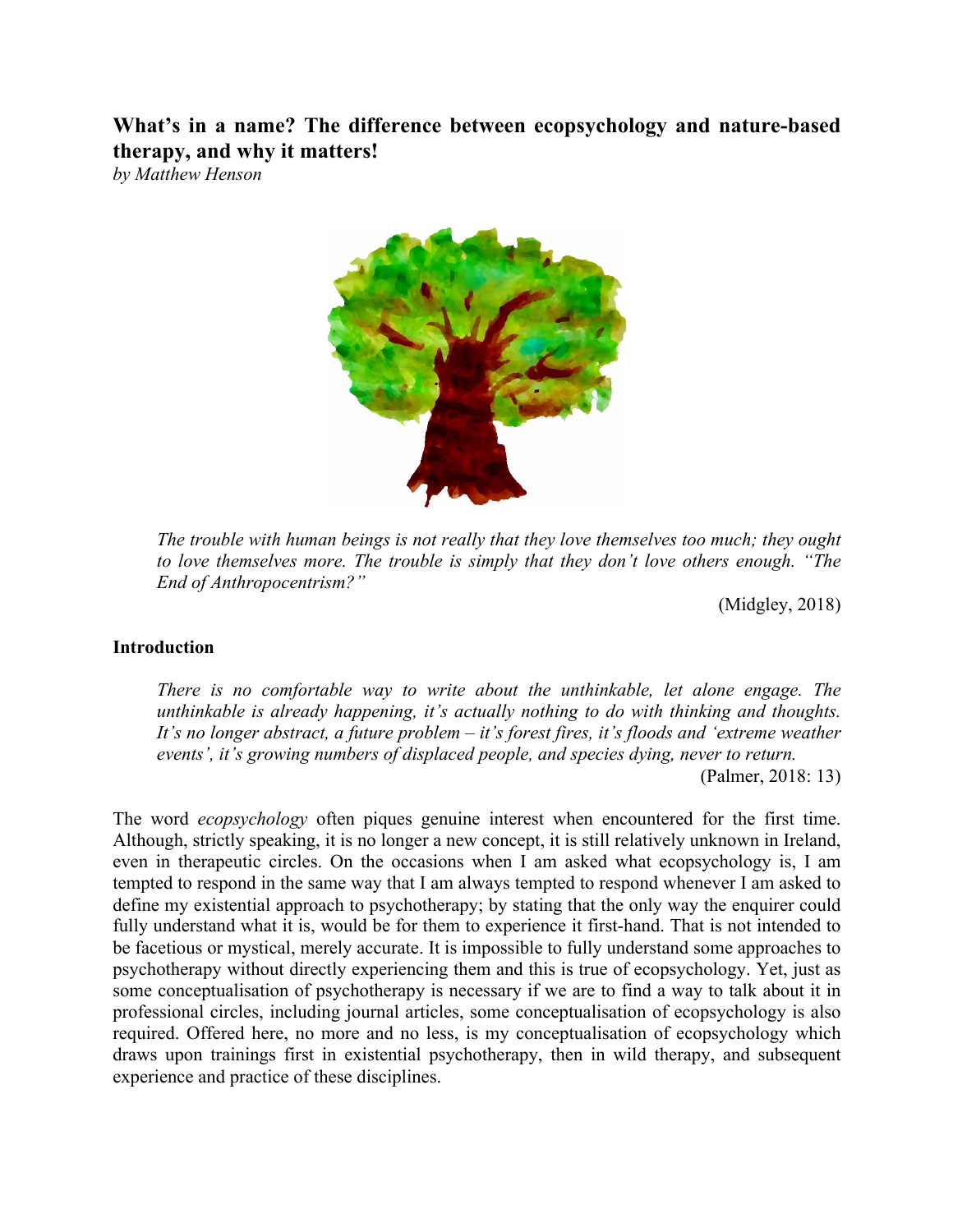# What's in a name? The difference between ecopsychology and nature-based therapy, and why it matters!

*by Matthew Henson*

> *The trouble with human beings is not really that they love themselves too much; they ought to love themselves more. The trouble is simply that they don't love others enough. "The End of Anthropocentrism?"*
>
> (Midgley, 2018)

## Introduction

> *There is no comfortable way to write about the unthinkable, let alone engage. The unthinkable is already happening, it's actually nothing to do with thinking and thoughts. It's no longer abstract, a future problem – it's forest fires, it's floods and 'extreme weather events', it's growing numbers of displaced people, and species dying, never to return.*
>
> (Palmer, 2018: 13)

The word *ecopsychology* often piques genuine interest when encountered for the first time. Although, strictly speaking, it is no longer a new concept, it is still relatively unknown in Ireland, even in therapeutic circles. On the occasions when I am asked what ecopsychology is, I am tempted to respond in the same way that I am always tempted to respond whenever I am asked to define my existential approach to psychotherapy; by stating that the only way the enquirer could fully understand what it is, would be for them to experience it first-hand. That is not intended to be facetious or mystical, merely accurate. It is impossible to fully understand some approaches to psychotherapy without directly experiencing them and this is true of ecopsychology. Yet, just as some conceptualisation of psychotherapy is necessary if we are to find a way to talk about it in professional circles, including journal articles, some conceptualisation of ecopsychology is also required. Offered here, no more and no less, is my conceptualisation of ecopsychology which draws upon trainings first in existential psychotherapy, then in wild therapy, and subsequent experience and practice of these disciplines.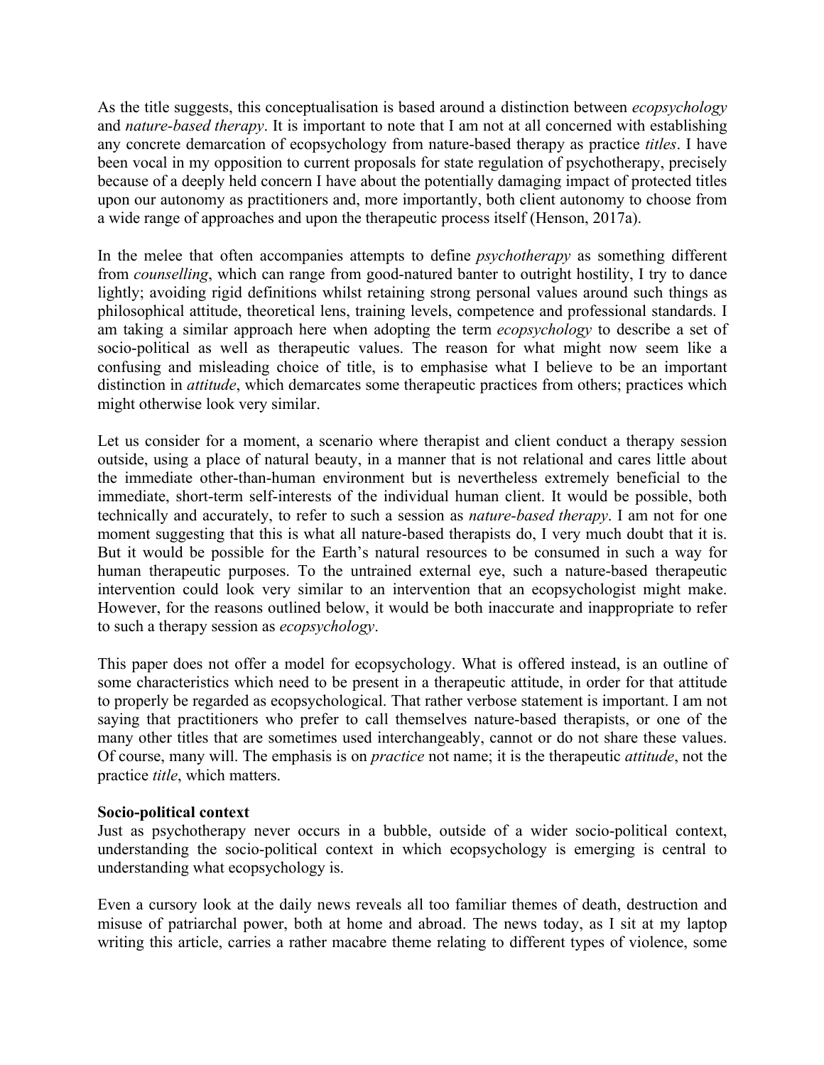As the title suggests, this conceptualisation is based around a distinction between *ecopsychology* and *nature-based therapy*. It is important to note that I am not at all concerned with establishing any concrete demarcation of ecopsychology from nature-based therapy as practice *titles*. I have been vocal in my opposition to current proposals for state regulation of psychotherapy, precisely because of a deeply held concern I have about the potentially damaging impact of protected titles upon our autonomy as practitioners and, more importantly, both client autonomy to choose from a wide range of approaches and upon the therapeutic process itself (Henson, 2017a).

In the melee that often accompanies attempts to define *psychotherapy* as something different from *counselling*, which can range from good-natured banter to outright hostility, I try to dance lightly; avoiding rigid definitions whilst retaining strong personal values around such things as philosophical attitude, theoretical lens, training levels, competence and professional standards. I am taking a similar approach here when adopting the term *ecopsychology* to describe a set of socio-political as well as therapeutic values. The reason for what might now seem like a confusing and misleading choice of title, is to emphasise what I believe to be an important distinction in *attitude*, which demarcates some therapeutic practices from others; practices which might otherwise look very similar.

Let us consider for a moment, a scenario where therapist and client conduct a therapy session outside, using a place of natural beauty, in a manner that is not relational and cares little about the immediate other-than-human environment but is nevertheless extremely beneficial to the immediate, short-term self-interests of the individual human client. It would be possible, both technically and accurately, to refer to such a session as *nature-based therapy*. I am not for one moment suggesting that this is what all nature-based therapists do, I very much doubt that it is. But it would be possible for the Earth's natural resources to be consumed in such a way for human therapeutic purposes. To the untrained external eye, such a nature-based therapeutic intervention could look very similar to an intervention that an ecopsychologist might make. However, for the reasons outlined below, it would be both inaccurate and inappropriate to refer to such a therapy session as *ecopsychology*.

This paper does not offer a model for ecopsychology. What is offered instead, is an outline of some characteristics which need to be present in a therapeutic attitude, in order for that attitude to properly be regarded as ecopsychological. That rather verbose statement is important. I am not saying that practitioners who prefer to call themselves nature-based therapists, or one of the many other titles that are sometimes used interchangeably, cannot or do not share these values. Of course, many will. The emphasis is on *practice* not name; it is the therapeutic *attitude*, not the practice *title*, which matters.

**Socio-political context**

Just as psychotherapy never occurs in a bubble, outside of a wider socio-political context, understanding the socio-political context in which ecopsychology is emerging is central to understanding what ecopsychology is.

Even a cursory look at the daily news reveals all too familiar themes of death, destruction and misuse of patriarchal power, both at home and abroad. The news today, as I sit at my laptop writing this article, carries a rather macabre theme relating to different types of violence, some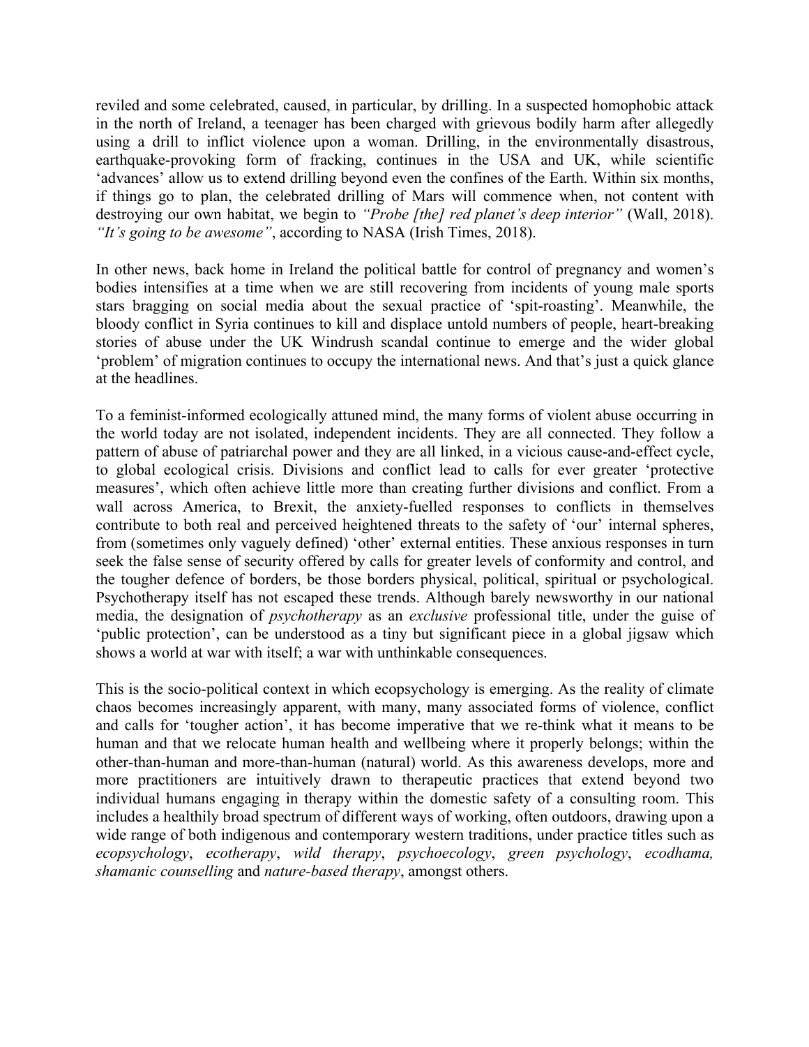reviled and some celebrated, caused, in particular, by drilling. In a suspected homophobic attack in the north of Ireland, a teenager has been charged with grievous bodily harm after allegedly using a drill to inflict violence upon a woman. Drilling, in the environmentally disastrous, earthquake-provoking form of fracking, continues in the USA and UK, while scientific 'advances' allow us to extend drilling beyond even the confines of the Earth. Within six months, if things go to plan, the celebrated drilling of Mars will commence when, not content with destroying our own habitat, we begin to *"Probe [the] red planet's deep interior"* (Wall, 2018). *"It's going to be awesome"*, according to NASA (Irish Times, 2018).

In other news, back home in Ireland the political battle for control of pregnancy and women's bodies intensifies at a time when we are still recovering from incidents of young male sports stars bragging on social media about the sexual practice of 'spit-roasting'. Meanwhile, the bloody conflict in Syria continues to kill and displace untold numbers of people, heart-breaking stories of abuse under the UK Windrush scandal continue to emerge and the wider global 'problem' of migration continues to occupy the international news. And that's just a quick glance at the headlines.

To a feminist-informed ecologically attuned mind, the many forms of violent abuse occurring in the world today are not isolated, independent incidents. They are all connected. They follow a pattern of abuse of patriarchal power and they are all linked, in a vicious cause-and-effect cycle, to global ecological crisis. Divisions and conflict lead to calls for ever greater 'protective measures', which often achieve little more than creating further divisions and conflict. From a wall across America, to Brexit, the anxiety-fuelled responses to conflicts in themselves contribute to both real and perceived heightened threats to the safety of 'our' internal spheres, from (sometimes only vaguely defined) 'other' external entities. These anxious responses in turn seek the false sense of security offered by calls for greater levels of conformity and control, and the tougher defence of borders, be those borders physical, political, spiritual or psychological. Psychotherapy itself has not escaped these trends. Although barely newsworthy in our national media, the designation of *psychotherapy* as an *exclusive* professional title, under the guise of 'public protection', can be understood as a tiny but significant piece in a global jigsaw which shows a world at war with itself; a war with unthinkable consequences.

This is the socio-political context in which ecopsychology is emerging. As the reality of climate chaos becomes increasingly apparent, with many, many associated forms of violence, conflict and calls for 'tougher action', it has become imperative that we re-think what it means to be human and that we relocate human health and wellbeing where it properly belongs; within the other-than-human and more-than-human (natural) world. As this awareness develops, more and more practitioners are intuitively drawn to therapeutic practices that extend beyond two individual humans engaging in therapy within the domestic safety of a consulting room. This includes a healthily broad spectrum of different ways of working, often outdoors, drawing upon a wide range of both indigenous and contemporary western traditions, under practice titles such as *ecopsychology*, *ecotherapy*, *wild therapy*, *psychoecology*, *green psychology*, *ecodhama, shamanic counselling* and *nature-based therapy*, amongst others.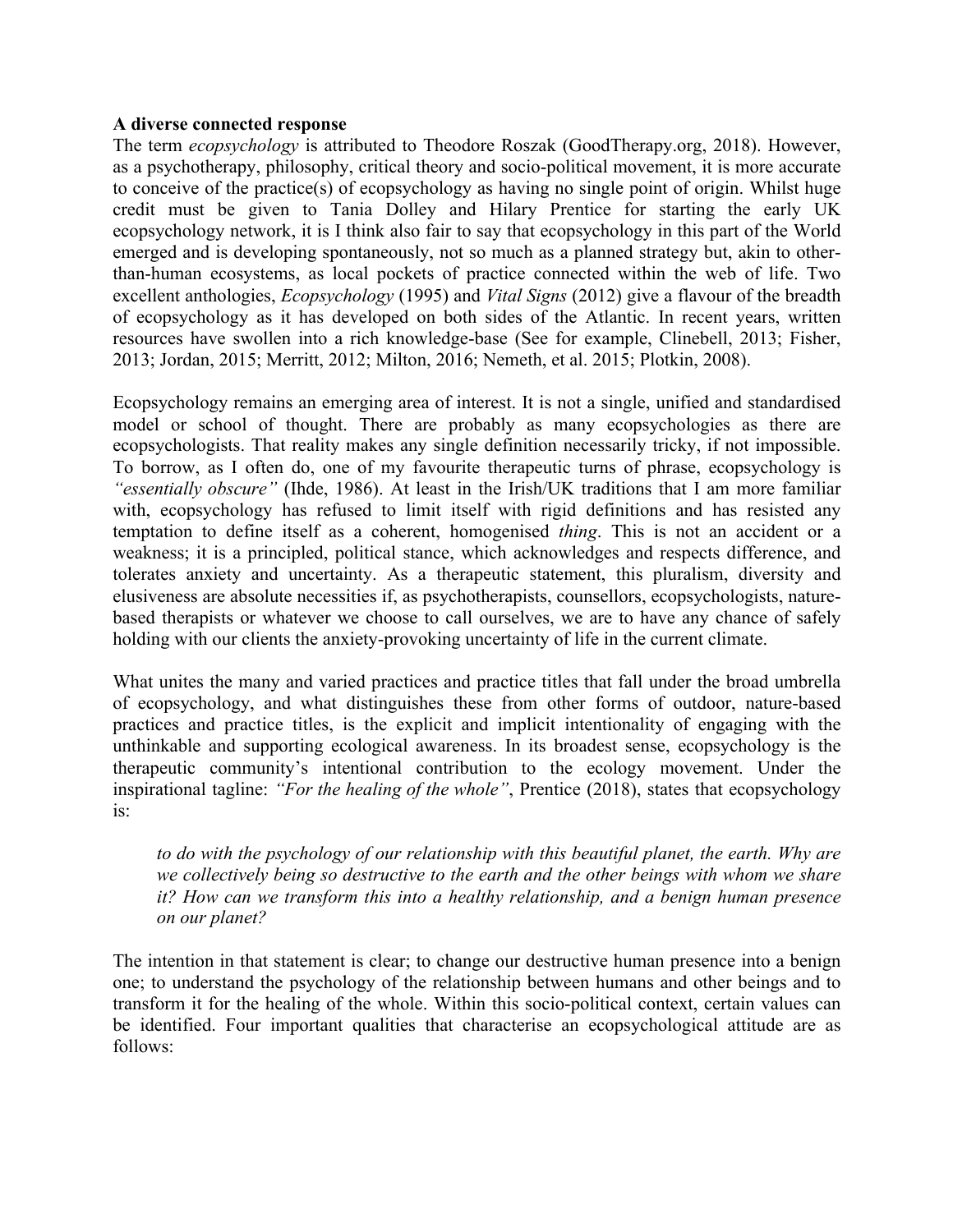**A diverse connected response**

The term *ecopsychology* is attributed to Theodore Roszak (GoodTherapy.org, 2018). However, as a psychotherapy, philosophy, critical theory and socio-political movement, it is more accurate to conceive of the practice(s) of ecopsychology as having no single point of origin. Whilst huge credit must be given to Tania Dolley and Hilary Prentice for starting the early UK ecopsychology network, it is I think also fair to say that ecopsychology in this part of the World emerged and is developing spontaneously, not so much as a planned strategy but, akin to other-than-human ecosystems, as local pockets of practice connected within the web of life. Two excellent anthologies, *Ecopsychology* (1995) and *Vital Signs* (2012) give a flavour of the breadth of ecopsychology as it has developed on both sides of the Atlantic. In recent years, written resources have swollen into a rich knowledge-base (See for example, Clinebell, 2013; Fisher, 2013; Jordan, 2015; Merritt, 2012; Milton, 2016; Nemeth, et al. 2015; Plotkin, 2008).

Ecopsychology remains an emerging area of interest. It is not a single, unified and standardised model or school of thought. There are probably as many ecopsychologies as there are ecopsychologists. That reality makes any single definition necessarily tricky, if not impossible. To borrow, as I often do, one of my favourite therapeutic turns of phrase, ecopsychology is *"essentially obscure"* (Ihde, 1986). At least in the Irish/UK traditions that I am more familiar with, ecopsychology has refused to limit itself with rigid definitions and has resisted any temptation to define itself as a coherent, homogenised *thing*. This is not an accident or a weakness; it is a principled, political stance, which acknowledges and respects difference, and tolerates anxiety and uncertainty. As a therapeutic statement, this pluralism, diversity and elusiveness are absolute necessities if, as psychotherapists, counsellors, ecopsychologists, nature-based therapists or whatever we choose to call ourselves, we are to have any chance of safely holding with our clients the anxiety-provoking uncertainty of life in the current climate.

What unites the many and varied practices and practice titles that fall under the broad umbrella of ecopsychology, and what distinguishes these from other forms of outdoor, nature-based practices and practice titles, is the explicit and implicit intentionality of engaging with the unthinkable and supporting ecological awareness. In its broadest sense, ecopsychology is the therapeutic community's intentional contribution to the ecology movement. Under the inspirational tagline: *"For the healing of the whole"*, Prentice (2018), states that ecopsychology is:

> *to do with the psychology of our relationship with this beautiful planet, the earth. Why are we collectively being so destructive to the earth and the other beings with whom we share it? How can we transform this into a healthy relationship, and a benign human presence on our planet?*

The intention in that statement is clear; to change our destructive human presence into a benign one; to understand the psychology of the relationship between humans and other beings and to transform it for the healing of the whole. Within this socio-political context, certain values can be identified. Four important qualities that characterise an ecopsychological attitude are as follows: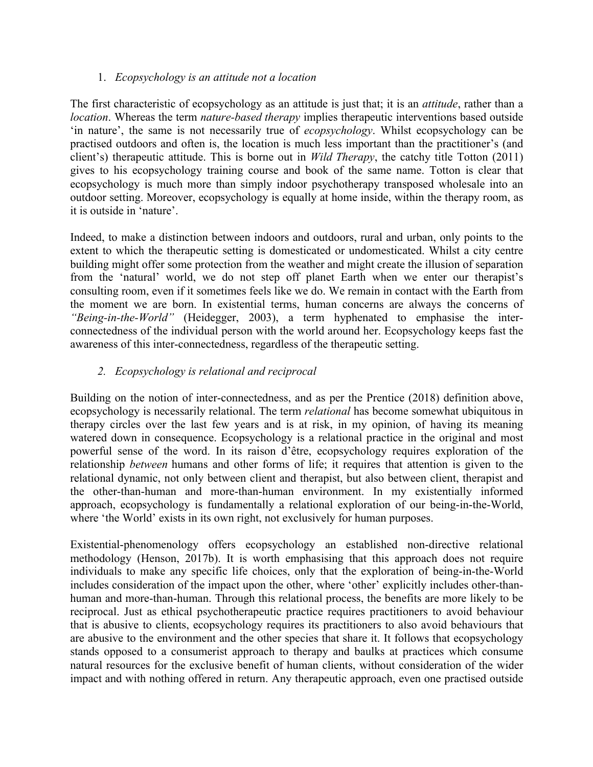1. *Ecopsychology is an attitude not a location*

The first characteristic of ecopsychology as an attitude is just that; it is an *attitude*, rather than a *location*. Whereas the term *nature-based therapy* implies therapeutic interventions based outside 'in nature', the same is not necessarily true of *ecopsychology*. Whilst ecopsychology can be practised outdoors and often is, the location is much less important than the practitioner's (and client's) therapeutic attitude. This is borne out in *Wild Therapy*, the catchy title Totton (2011) gives to his ecopsychology training course and book of the same name. Totton is clear that ecopsychology is much more than simply indoor psychotherapy transposed wholesale into an outdoor setting. Moreover, ecopsychology is equally at home inside, within the therapy room, as it is outside in 'nature'.

Indeed, to make a distinction between indoors and outdoors, rural and urban, only points to the extent to which the therapeutic setting is domesticated or undomesticated. Whilst a city centre building might offer some protection from the weather and might create the illusion of separation from the 'natural' world, we do not step off planet Earth when we enter our therapist's consulting room, even if it sometimes feels like we do. We remain in contact with the Earth from the moment we are born. In existential terms, human concerns are always the concerns of *"Being-in-the-World"* (Heidegger, 2003), a term hyphenated to emphasise the inter-connectedness of the individual person with the world around her. Ecopsychology keeps fast the awareness of this inter-connectedness, regardless of the therapeutic setting.

2. *Ecopsychology is relational and reciprocal*

Building on the notion of inter-connectedness, and as per the Prentice (2018) definition above, ecopsychology is necessarily relational. The term *relational* has become somewhat ubiquitous in therapy circles over the last few years and is at risk, in my opinion, of having its meaning watered down in consequence. Ecopsychology is a relational practice in the original and most powerful sense of the word. In its raison d'être, ecopsychology requires exploration of the relationship *between* humans and other forms of life; it requires that attention is given to the relational dynamic, not only between client and therapist, but also between client, therapist and the other-than-human and more-than-human environment. In my existentially informed approach, ecopsychology is fundamentally a relational exploration of our being-in-the-World, where 'the World' exists in its own right, not exclusively for human purposes.

Existential-phenomenology offers ecopsychology an established non-directive relational methodology (Henson, 2017b). It is worth emphasising that this approach does not require individuals to make any specific life choices, only that the exploration of being-in-the-World includes consideration of the impact upon the other, where 'other' explicitly includes other-than-human and more-than-human. Through this relational process, the benefits are more likely to be reciprocal. Just as ethical psychotherapeutic practice requires practitioners to avoid behaviour that is abusive to clients, ecopsychology requires its practitioners to also avoid behaviours that are abusive to the environment and the other species that share it. It follows that ecopsychology stands opposed to a consumerist approach to therapy and baulks at practices which consume natural resources for the exclusive benefit of human clients, without consideration of the wider impact and with nothing offered in return. Any therapeutic approach, even one practised outside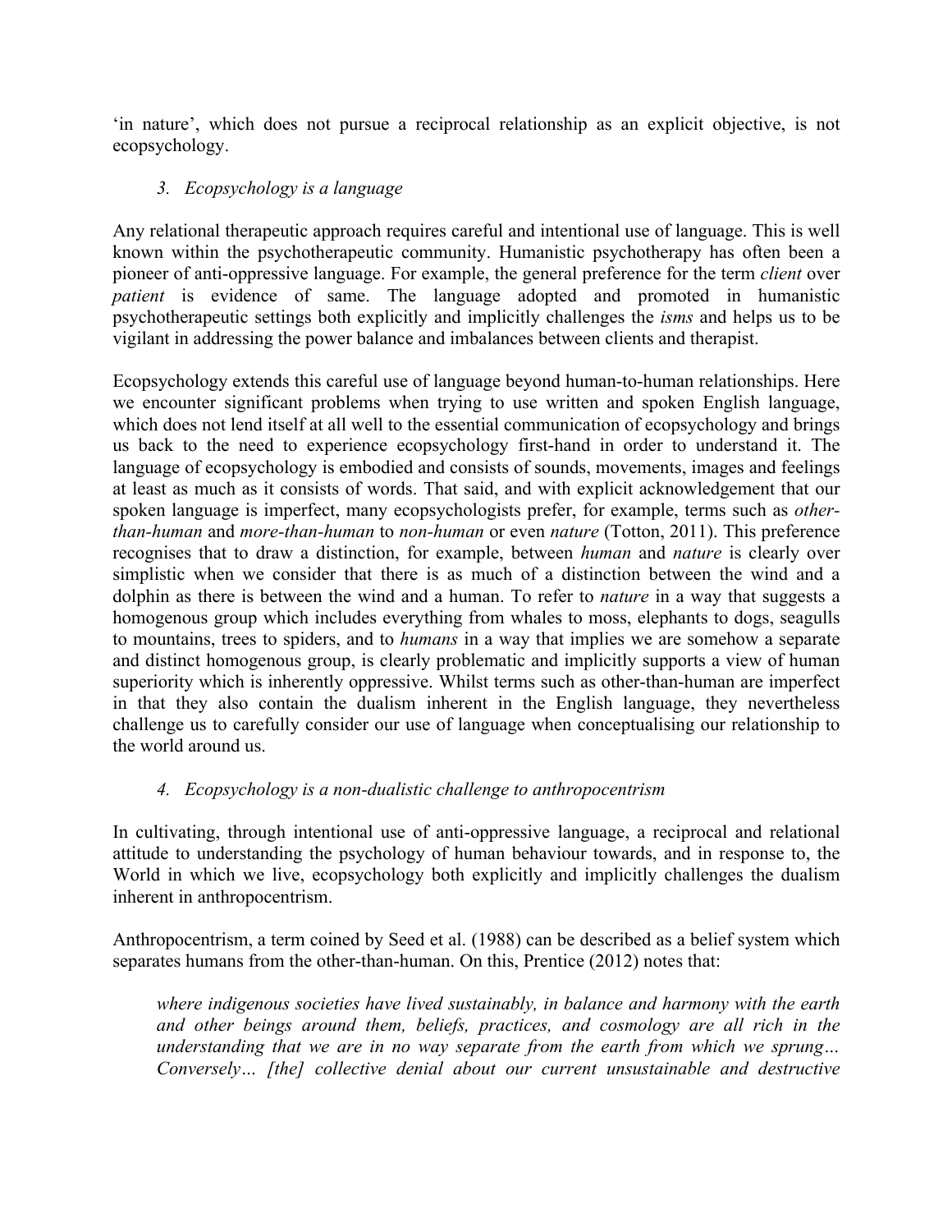'in nature', which does not pursue a reciprocal relationship as an explicit objective, is not ecopsychology.

### *3. Ecopsychology is a language*

Any relational therapeutic approach requires careful and intentional use of language. This is well known within the psychotherapeutic community. Humanistic psychotherapy has often been a pioneer of anti-oppressive language. For example, the general preference for the term *client* over *patient* is evidence of same. The language adopted and promoted in humanistic psychotherapeutic settings both explicitly and implicitly challenges the *isms* and helps us to be vigilant in addressing the power balance and imbalances between clients and therapist.

Ecopsychology extends this careful use of language beyond human-to-human relationships. Here we encounter significant problems when trying to use written and spoken English language, which does not lend itself at all well to the essential communication of ecopsychology and brings us back to the need to experience ecopsychology first-hand in order to understand it. The language of ecopsychology is embodied and consists of sounds, movements, images and feelings at least as much as it consists of words. That said, and with explicit acknowledgement that our spoken language is imperfect, many ecopsychologists prefer, for example, terms such as *other-than-human* and *more-than-human* to *non-human* or even *nature* (Totton, 2011). This preference recognises that to draw a distinction, for example, between *human* and *nature* is clearly over simplistic when we consider that there is as much of a distinction between the wind and a dolphin as there is between the wind and a human. To refer to *nature* in a way that suggests a homogenous group which includes everything from whales to moss, elephants to dogs, seagulls to mountains, trees to spiders, and to *humans* in a way that implies we are somehow a separate and distinct homogenous group, is clearly problematic and implicitly supports a view of human superiority which is inherently oppressive. Whilst terms such as other-than-human are imperfect in that they also contain the dualism inherent in the English language, they nevertheless challenge us to carefully consider our use of language when conceptualising our relationship to the world around us.

### *4. Ecopsychology is a non-dualistic challenge to anthropocentrism*

In cultivating, through intentional use of anti-oppressive language, a reciprocal and relational attitude to understanding the psychology of human behaviour towards, and in response to, the World in which we live, ecopsychology both explicitly and implicitly challenges the dualism inherent in anthropocentrism.

Anthropocentrism, a term coined by Seed et al. (1988) can be described as a belief system which separates humans from the other-than-human. On this, Prentice (2012) notes that:

> *where indigenous societies have lived sustainably, in balance and harmony with the earth and other beings around them, beliefs, practices, and cosmology are all rich in the understanding that we are in no way separate from the earth from which we sprung… Conversely… [the] collective denial about our current unsustainable and destructive*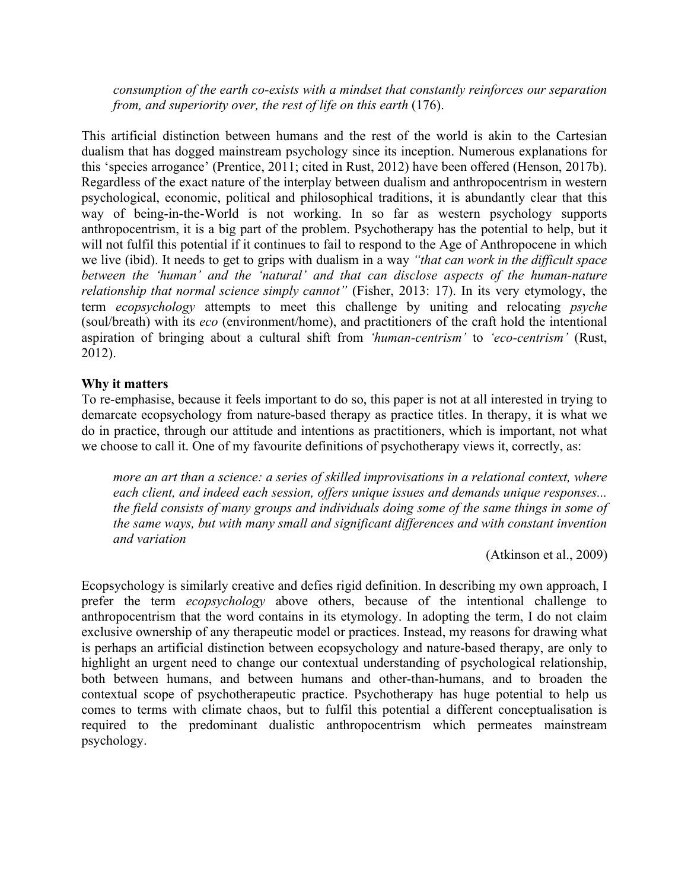> *consumption of the earth co-exists with a mindset that constantly reinforces our separation from, and superiority over, the rest of life on this earth* (176).

This artificial distinction between humans and the rest of the world is akin to the Cartesian dualism that has dogged mainstream psychology since its inception. Numerous explanations for this 'species arrogance' (Prentice, 2011; cited in Rust, 2012) have been offered (Henson, 2017b). Regardless of the exact nature of the interplay between dualism and anthropocentrism in western psychological, economic, political and philosophical traditions, it is abundantly clear that this way of being-in-the-World is not working. In so far as western psychology supports anthropocentrism, it is a big part of the problem. Psychotherapy has the potential to help, but it will not fulfil this potential if it continues to fail to respond to the Age of Anthropocene in which we live (ibid). It needs to get to grips with dualism in a way *"that can work in the difficult space between the 'human' and the 'natural' and that can disclose aspects of the human-nature relationship that normal science simply cannot"* (Fisher, 2013: 17). In its very etymology, the term *ecopsychology* attempts to meet this challenge by uniting and relocating *psyche* (soul/breath) with its *eco* (environment/home), and practitioners of the craft hold the intentional aspiration of bringing about a cultural shift from *'human-centrism'* to *'eco-centrism'* (Rust, 2012).

**Why it matters**

To re-emphasise, because it feels important to do so, this paper is not at all interested in trying to demarcate ecopsychology from nature-based therapy as practice titles. In therapy, it is what we do in practice, through our attitude and intentions as practitioners, which is important, not what we choose to call it. One of my favourite definitions of psychotherapy views it, correctly, as:

> *more an art than a science: a series of skilled improvisations in a relational context, where each client, and indeed each session, offers unique issues and demands unique responses... the field consists of many groups and individuals doing some of the same things in some of the same ways, but with many small and significant differences and with constant invention and variation*
>
> (Atkinson et al., 2009)

Ecopsychology is similarly creative and defies rigid definition. In describing my own approach, I prefer the term *ecopsychology* above others, because of the intentional challenge to anthropocentrism that the word contains in its etymology. In adopting the term, I do not claim exclusive ownership of any therapeutic model or practices. Instead, my reasons for drawing what is perhaps an artificial distinction between ecopsychology and nature-based therapy, are only to highlight an urgent need to change our contextual understanding of psychological relationship, both between humans, and between humans and other-than-humans, and to broaden the contextual scope of psychotherapeutic practice. Psychotherapy has huge potential to help us comes to terms with climate chaos, but to fulfil this potential a different conceptualisation is required to the predominant dualistic anthropocentrism which permeates mainstream psychology.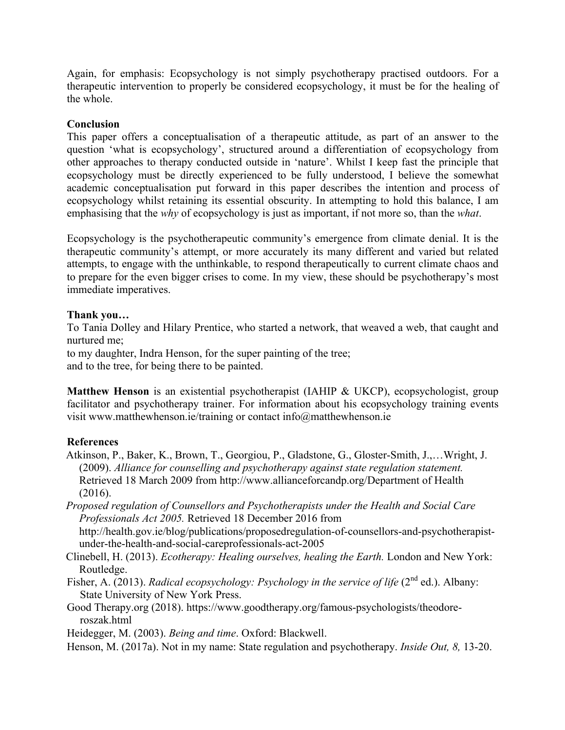Again, for emphasis: Ecopsychology is not simply psychotherapy practised outdoors. For a therapeutic intervention to properly be considered ecopsychology, it must be for the healing of the whole.

**Conclusion**

This paper offers a conceptualisation of a therapeutic attitude, as part of an answer to the question 'what is ecopsychology', structured around a differentiation of ecopsychology from other approaches to therapy conducted outside in 'nature'. Whilst I keep fast the principle that ecopsychology must be directly experienced to be fully understood, I believe the somewhat academic conceptualisation put forward in this paper describes the intention and process of ecopsychology whilst retaining its essential obscurity. In attempting to hold this balance, I am emphasising that the *why* of ecopsychology is just as important, if not more so, than the *what*.

Ecopsychology is the psychotherapeutic community's emergence from climate denial. It is the therapeutic community's attempt, or more accurately its many different and varied but related attempts, to engage with the unthinkable, to respond therapeutically to current climate chaos and to prepare for the even bigger crises to come. In my view, these should be psychotherapy's most immediate imperatives.

**Thank you…**

To Tania Dolley and Hilary Prentice, who started a network, that weaved a web, that caught and nurtured me;
to my daughter, Indra Henson, for the super painting of the tree;
and to the tree, for being there to be painted.

**Matthew Henson** is an existential psychotherapist (IAHIP & UKCP), ecopsychologist, group facilitator and psychotherapy trainer. For information about his ecopsychology training events visit www.matthewhenson.ie/training or contact info@matthewhenson.ie

**References**

Atkinson, P., Baker, K., Brown, T., Georgiou, P., Gladstone, G., Gloster-Smith, J.,…Wright, J. (2009). *Alliance for counselling and psychotherapy against state regulation statement.* Retrieved 18 March 2009 from http://www.allianceforcandp.org/Department of Health (2016).

*Proposed regulation of Counsellors and Psychotherapists under the Health and Social Care Professionals Act 2005.* Retrieved 18 December 2016 from http://health.gov.ie/blog/publications/proposedregulation-of-counsellors-and-psychotherapist-under-the-health-and-social-careprofessionals-act-2005

Clinebell, H. (2013). *Ecotherapy: Healing ourselves, healing the Earth.* London and New York: Routledge.

Fisher, A. (2013). *Radical ecopsychology: Psychology in the service of life* (2nd ed.). Albany: State University of New York Press.

Good Therapy.org (2018). https://www.goodtherapy.org/famous-psychologists/theodore-roszak.html

Heidegger, M. (2003). *Being and time*. Oxford: Blackwell.

Henson, M. (2017a). Not in my name: State regulation and psychotherapy. *Inside Out, 8,* 13-20.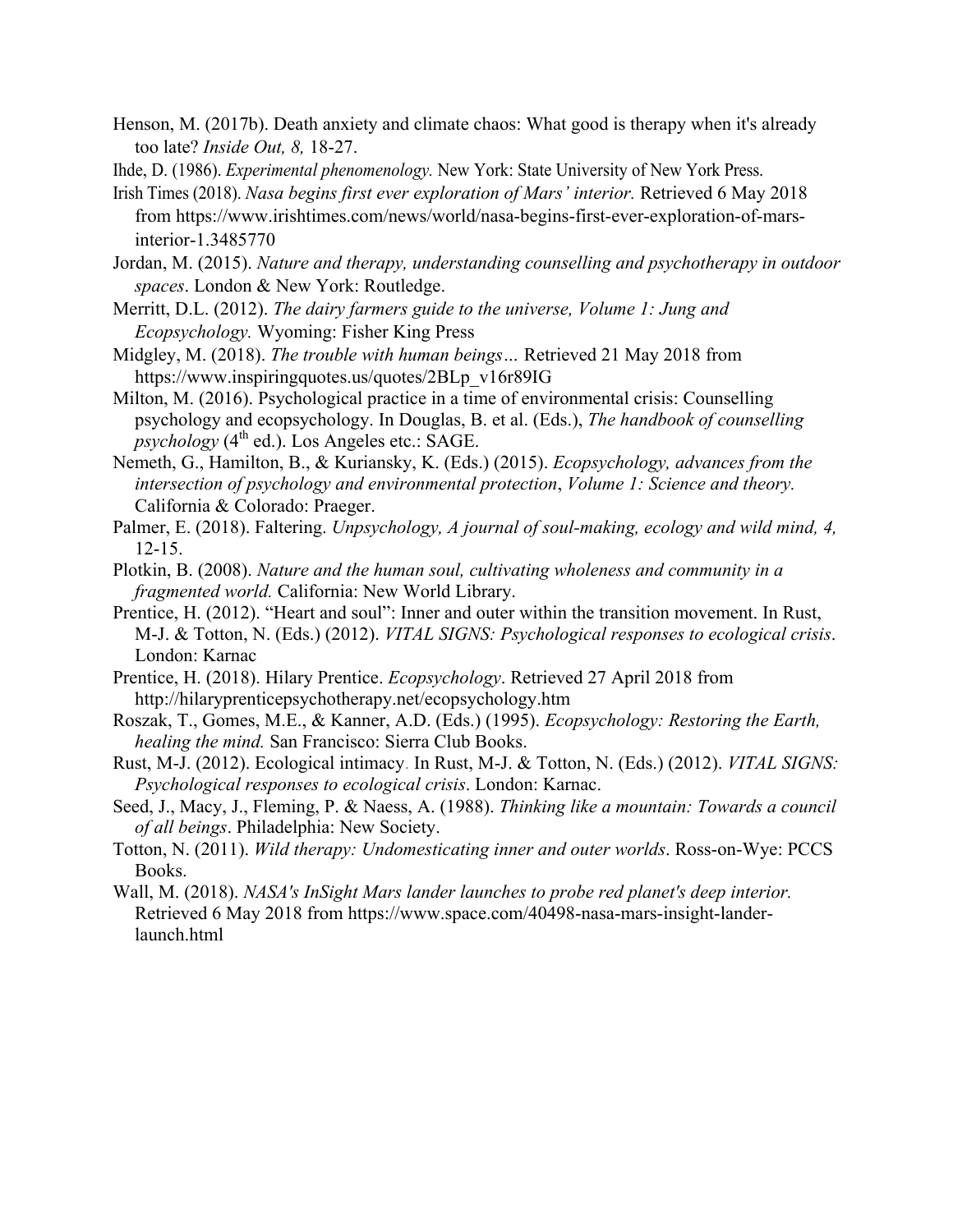Henson, M. (2017b). Death anxiety and climate chaos: What good is therapy when it's already too late? *Inside Out, 8,* 18-27.

Ihde, D. (1986). *Experimental phenomenology.* New York: State University of New York Press.

Irish Times (2018). *Nasa begins first ever exploration of Mars' interior.* Retrieved 6 May 2018 from https://www.irishtimes.com/news/world/nasa-begins-first-ever-exploration-of-mars-interior-1.3485770

Jordan, M. (2015). *Nature and therapy, understanding counselling and psychotherapy in outdoor spaces*. London & New York: Routledge.

Merritt, D.L. (2012). *The dairy farmers guide to the universe, Volume 1: Jung and Ecopsychology.* Wyoming: Fisher King Press

Midgley, M. (2018). *The trouble with human beings…* Retrieved 21 May 2018 from https://www.inspiringquotes.us/quotes/2BLp_v16r89IG

Milton, M. (2016). Psychological practice in a time of environmental crisis: Counselling psychology and ecopsychology. In Douglas, B. et al. (Eds.), *The handbook of counselling psychology* (4th ed.). Los Angeles etc.: SAGE.

Nemeth, G., Hamilton, B., & Kuriansky, K. (Eds.) (2015). *Ecopsychology, advances from the intersection of psychology and environmental protection*, *Volume 1: Science and theory.* California & Colorado: Praeger.

Palmer, E. (2018). Faltering. *Unpsychology, A journal of soul-making, ecology and wild mind, 4,* 12-15.

Plotkin, B. (2008). *Nature and the human soul, cultivating wholeness and community in a fragmented world.* California: New World Library.

Prentice, H. (2012). "Heart and soul": Inner and outer within the transition movement. In Rust, M-J. & Totton, N. (Eds.) (2012). *VITAL SIGNS: Psychological responses to ecological crisis*. London: Karnac

Prentice, H. (2018). Hilary Prentice. *Ecopsychology*. Retrieved 27 April 2018 from http://hilaryprenticepsychotherapy.net/ecopsychology.htm

Roszak, T., Gomes, M.E., & Kanner, A.D. (Eds.) (1995). *Ecopsychology: Restoring the Earth, healing the mind.* San Francisco: Sierra Club Books.

Rust, M-J. (2012). Ecological intimacy. In Rust, M-J. & Totton, N. (Eds.) (2012). *VITAL SIGNS: Psychological responses to ecological crisis*. London: Karnac.

Seed, J., Macy, J., Fleming, P. & Naess, A. (1988). *Thinking like a mountain: Towards a council of all beings*. Philadelphia: New Society.

Totton, N. (2011). *Wild therapy: Undomesticating inner and outer worlds*. Ross-on-Wye: PCCS Books.

Wall, M. (2018). *NASA's InSight Mars lander launches to probe red planet's deep interior.* Retrieved 6 May 2018 from https://www.space.com/40498-nasa-mars-insight-lander-launch.html